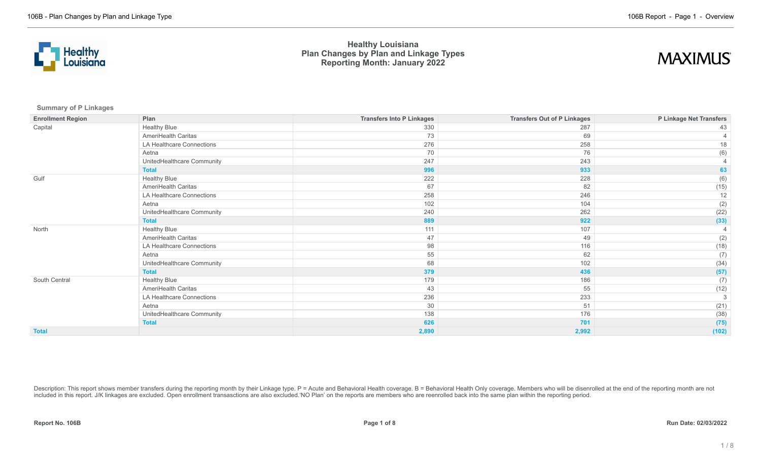# Healthy Louisiana
## Plan Changes by Plan and Linkage Types
## Reporting Month: January 2022

### Summary of P Linkages

| Enrollment Region | Plan | Transfers Into P Linkages | Transfers Out of P Linkages | P Linkage Net Transfers |
|---|---|---|---|---|
| Capital | Healthy Blue | 330 | 287 | 43 |
| | AmeriHealth Caritas | 73 | 69 | 4 |
| | LA Healthcare Connections | 276 | 258 | 18 |
| | Aetna | 70 | 76 | (6) |
| | UnitedHealthcare Community | 247 | 243 | 4 |
| | **Total** | **996** | **933** | **63** |
| Gulf | Healthy Blue | 222 | 228 | (6) |
| | AmeriHealth Caritas | 67 | 82 | (15) |
| | LA Healthcare Connections | 258 | 246 | 12 |
| | Aetna | 102 | 104 | (2) |
| | UnitedHealthcare Community | 240 | 262 | (22) |
| | **Total** | **889** | **922** | **(33)** |
| North | Healthy Blue | 111 | 107 | 4 |
| | AmeriHealth Caritas | 47 | 49 | (2) |
| | LA Healthcare Connections | 98 | 116 | (18) |
| | Aetna | 55 | 62 | (7) |
| | UnitedHealthcare Community | 68 | 102 | (34) |
| | **Total** | **379** | **436** | **(57)** |
| South Central | Healthy Blue | 179 | 186 | (7) |
| | AmeriHealth Caritas | 43 | 55 | (12) |
| | LA Healthcare Connections | 236 | 233 | 3 |
| | Aetna | 30 | 51 | (21) |
| | UnitedHealthcare Community | 138 | 176 | (38) |
| | **Total** | **626** | **701** | **(75)** |
| **Total** | | **2,890** | **2,992** | **(102)** |

Description: This report shows member transfers during the reporting month by their Linkage type. P = Acute and Behavioral Health coverage. B = Behavioral Health Only coverage. Members who will be disenrolled at the end of the reporting month are not included in this report. J/K linkages are excluded. Open enrollment transasctions are also excluded.'NO Plan' on the reports are members who are reenrolled back into the same plan within the reporting period.

**Report No. 106B** **Run Date: 02/03/2022**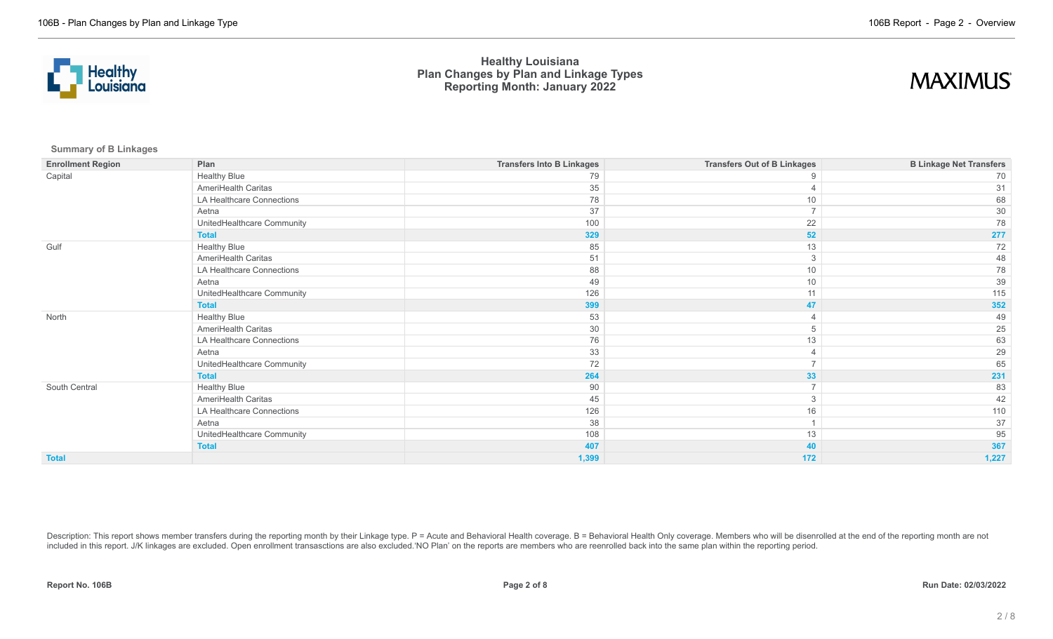# Healthy Louisiana
## Plan Changes by Plan and Linkage Types
### Reporting Month: January 2022

**Summary of B Linkages**

| Enrollment Region | Plan | Transfers Into B Linkages | Transfers Out of B Linkages | B Linkage Net Transfers |
|---|---|---|---|---|
| Capital | Healthy Blue | 79 | 9 | 70 |
| | AmeriHealth Caritas | 35 | 4 | 31 |
| | LA Healthcare Connections | 78 | 10 | 68 |
| | Aetna | 37 | 7 | 30 |
| | UnitedHealthcare Community | 100 | 22 | 78 |
| | **Total** | **329** | **52** | **277** |
| Gulf | Healthy Blue | 85 | 13 | 72 |
| | AmeriHealth Caritas | 51 | 3 | 48 |
| | LA Healthcare Connections | 88 | 10 | 78 |
| | Aetna | 49 | 10 | 39 |
| | UnitedHealthcare Community | 126 | 11 | 115 |
| | **Total** | **399** | **47** | **352** |
| North | Healthy Blue | 53 | 4 | 49 |
| | AmeriHealth Caritas | 30 | 5 | 25 |
| | LA Healthcare Connections | 76 | 13 | 63 |
| | Aetna | 33 | 4 | 29 |
| | UnitedHealthcare Community | 72 | 7 | 65 |
| | **Total** | **264** | **33** | **231** |
| South Central | Healthy Blue | 90 | 7 | 83 |
| | AmeriHealth Caritas | 45 | 3 | 42 |
| | LA Healthcare Connections | 126 | 16 | 110 |
| | Aetna | 38 | 1 | 37 |
| | UnitedHealthcare Community | 108 | 13 | 95 |
| | **Total** | **407** | **40** | **367** |
| **Total** | | **1,399** | **172** | **1,227** |

Description: This report shows member transfers during the reporting month by their Linkage type. P = Acute and Behavioral Health coverage. B = Behavioral Health Only coverage. Members who will be disenrolled at the end of the reporting month are not included in this report. J/K linkages are excluded. Open enrollment transasctions are also excluded.'NO Plan' on the reports are members who are reenrolled back into the same plan within the reporting period.

Report No. 106B

Run Date: 02/03/2022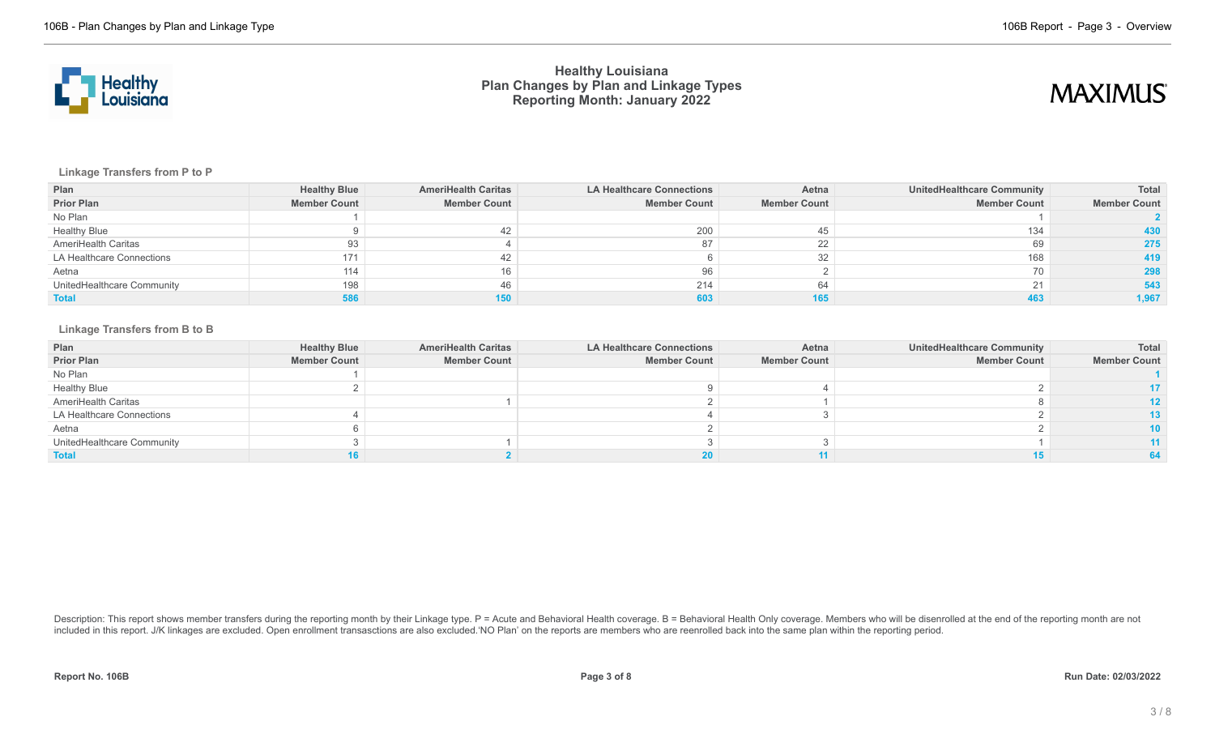# Healthy Louisiana
## Plan Changes by Plan and Linkage Types
### Reporting Month: January 2022

**Linkage Transfers from P to P**

| Plan | Healthy Blue | AmeriHealth Caritas | LA Healthcare Connections | Aetna | UnitedHealthcare Community | Total |
|---|---|---|---|---|---|---|
| **Prior Plan** | **Member Count** | **Member Count** | **Member Count** | **Member Count** | **Member Count** | **Member Count** |
| No Plan | 1 | | | | 1 | 2 |
| Healthy Blue | 9 | 42 | 200 | 45 | 134 | 430 |
| AmeriHealth Caritas | 93 | 4 | 87 | 22 | 69 | 275 |
| LA Healthcare Connections | 171 | 42 | 6 | 32 | 168 | 419 |
| Aetna | 114 | 16 | 96 | 2 | 70 | 298 |
| UnitedHealthcare Community | 198 | 46 | 214 | 64 | 21 | 543 |
| **Total** | **586** | **150** | **603** | **165** | **463** | **1,967** |

**Linkage Transfers from B to B**

| Plan | Healthy Blue | AmeriHealth Caritas | LA Healthcare Connections | Aetna | UnitedHealthcare Community | Total |
|---|---|---|---|---|---|---|
| **Prior Plan** | **Member Count** | **Member Count** | **Member Count** | **Member Count** | **Member Count** | **Member Count** |
| No Plan | 1 | | | | | 1 |
| Healthy Blue | 2 | | 9 | 4 | 2 | 17 |
| AmeriHealth Caritas | | 1 | 2 | 1 | 8 | 12 |
| LA Healthcare Connections | 4 | | 4 | 3 | 2 | 13 |
| Aetna | 6 | | 2 | | 2 | 10 |
| UnitedHealthcare Community | 3 | 1 | 3 | 3 | 1 | 11 |
| **Total** | **16** | **2** | **20** | **11** | **15** | **64** |

Description: This report shows member transfers during the reporting month by their Linkage type. P = Acute and Behavioral Health coverage. B = Behavioral Health Only coverage. Members who will be disenrolled at the end of the reporting month are not included in this report. J/K linkages are excluded. Open enrollment transasctions are also excluded.'NO Plan' on the reports are members who are reenrolled back into the same plan within the reporting period.

**Report No. 106B** | **Run Date: 02/03/2022**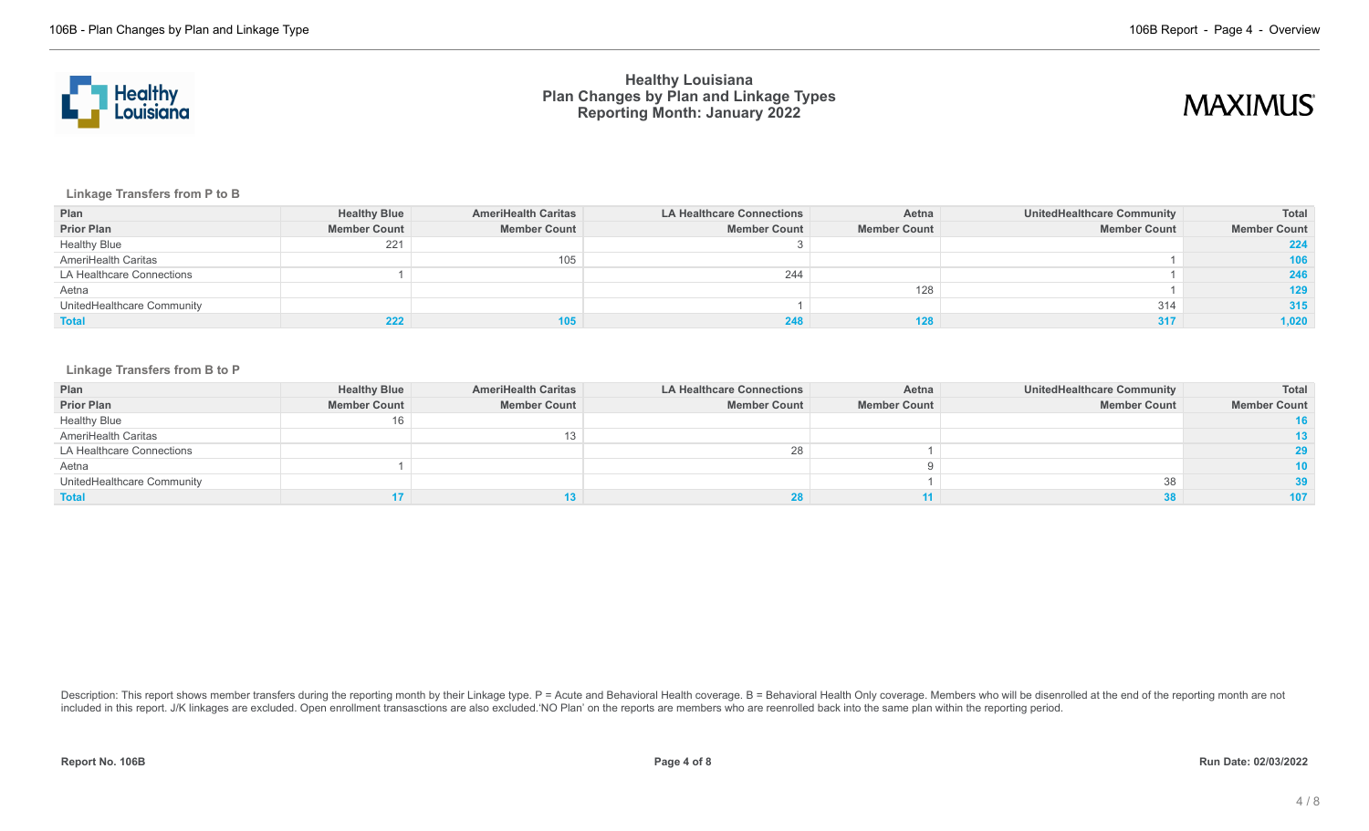# Healthy Louisiana
## Plan Changes by Plan and Linkage Types
## Reporting Month: January 2022

### Linkage Transfers from P to B

| Plan | Healthy Blue | AmeriHealth Caritas | LA Healthcare Connections | Aetna | UnitedHealthcare Community | Total |
|---|---|---|---|---|---|---|
| **Prior Plan** | **Member Count** | **Member Count** | **Member Count** | **Member Count** | **Member Count** | **Member Count** |
| Healthy Blue | 221 | | 3 | | | **224** |
| AmeriHealth Caritas | | 105 | | | 1 | **106** |
| LA Healthcare Connections | 1 | | 244 | | 1 | **246** |
| Aetna | | | | 128 | 1 | **129** |
| UnitedHealthcare Community | | | 1 | | 314 | **315** |
| **Total** | **222** | **105** | **248** | **128** | **317** | **1,020** |

### Linkage Transfers from B to P

| Plan | Healthy Blue | AmeriHealth Caritas | LA Healthcare Connections | Aetna | UnitedHealthcare Community | Total |
|---|---|---|---|---|---|---|
| **Prior Plan** | **Member Count** | **Member Count** | **Member Count** | **Member Count** | **Member Count** | **Member Count** |
| Healthy Blue | 16 | | | | | **16** |
| AmeriHealth Caritas | | 13 | | | | **13** |
| LA Healthcare Connections | | | 28 | 1 | | **29** |
| Aetna | 1 | | | 9 | | **10** |
| UnitedHealthcare Community | | | | 1 | 38 | **39** |
| **Total** | **17** | **13** | **28** | **11** | **38** | **107** |

Description: This report shows member transfers during the reporting month by their Linkage type. P = Acute and Behavioral Health coverage. B = Behavioral Health Only coverage. Members who will be disenrolled at the end of the reporting month are not included in this report. J/K linkages are excluded. Open enrollment transasctions are also excluded.'NO Plan' on the reports are members who are reenrolled back into the same plan within the reporting period.

**Report No. 106B** **Run Date: 02/03/2022**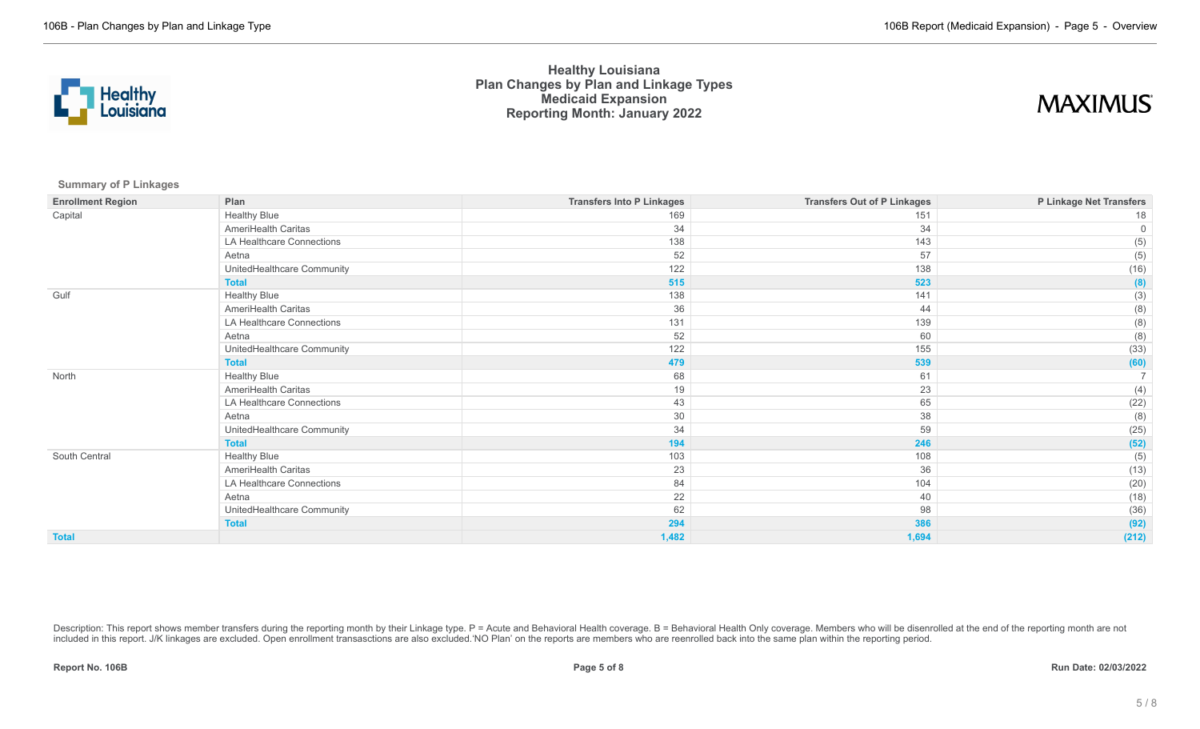# Healthy Louisiana
## Plan Changes by Plan and Linkage Types
## Medicaid Expansion
## Reporting Month: January 2022

**Summary of P Linkages**

| Enrollment Region | Plan | Transfers Into P Linkages | Transfers Out of P Linkages | P Linkage Net Transfers |
|---|---|---|---|---|
| Capital | Healthy Blue | 169 | 151 | 18 |
| | AmeriHealth Caritas | 34 | 34 | 0 |
| | LA Healthcare Connections | 138 | 143 | (5) |
| | Aetna | 52 | 57 | (5) |
| | UnitedHealthcare Community | 122 | 138 | (16) |
| | **Total** | **515** | **523** | **(8)** |
| Gulf | Healthy Blue | 138 | 141 | (3) |
| | AmeriHealth Caritas | 36 | 44 | (8) |
| | LA Healthcare Connections | 131 | 139 | (8) |
| | Aetna | 52 | 60 | (8) |
| | UnitedHealthcare Community | 122 | 155 | (33) |
| | **Total** | **479** | **539** | **(60)** |
| North | Healthy Blue | 68 | 61 | 7 |
| | AmeriHealth Caritas | 19 | 23 | (4) |
| | LA Healthcare Connections | 43 | 65 | (22) |
| | Aetna | 30 | 38 | (8) |
| | UnitedHealthcare Community | 34 | 59 | (25) |
| | **Total** | **194** | **246** | **(52)** |
| South Central | Healthy Blue | 103 | 108 | (5) |
| | AmeriHealth Caritas | 23 | 36 | (13) |
| | LA Healthcare Connections | 84 | 104 | (20) |
| | Aetna | 22 | 40 | (18) |
| | UnitedHealthcare Community | 62 | 98 | (36) |
| | **Total** | **294** | **386** | **(92)** |
| **Total** | | **1,482** | **1,694** | **(212)** |

Description: This report shows member transfers during the reporting month by their Linkage type. P = Acute and Behavioral Health coverage. B = Behavioral Health Only coverage. Members who will be disenrolled at the end of the reporting month are not included in this report. J/K linkages are excluded. Open enrollment transasctions are also excluded.'NO Plan' on the reports are members who are reenrolled back into the same plan within the reporting period.

**Report No. 106B** **Run Date: 02/03/2022**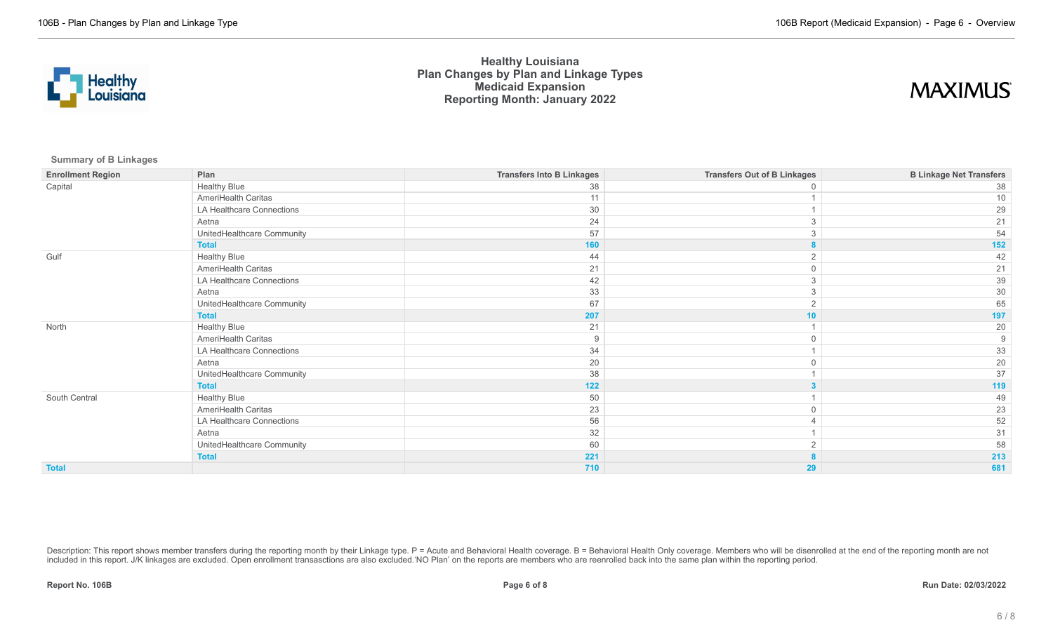# Healthy Louisiana
## Plan Changes by Plan and Linkage Types
## Medicaid Expansion
## Reporting Month: January 2022

**Summary of B Linkages**

| Enrollment Region | Plan | Transfers Into B Linkages | Transfers Out of B Linkages | B Linkage Net Transfers |
|---|---|---|---|---|
| Capital | Healthy Blue | 38 | 0 | 38 |
| | AmeriHealth Caritas | 11 | 1 | 10 |
| | LA Healthcare Connections | 30 | 1 | 29 |
| | Aetna | 24 | 3 | 21 |
| | UnitedHealthcare Community | 57 | 3 | 54 |
| | **Total** | **160** | **8** | **152** |
| Gulf | Healthy Blue | 44 | 2 | 42 |
| | AmeriHealth Caritas | 21 | 0 | 21 |
| | LA Healthcare Connections | 42 | 3 | 39 |
| | Aetna | 33 | 3 | 30 |
| | UnitedHealthcare Community | 67 | 2 | 65 |
| | **Total** | **207** | **10** | **197** |
| North | Healthy Blue | 21 | 1 | 20 |
| | AmeriHealth Caritas | 9 | 0 | 9 |
| | LA Healthcare Connections | 34 | 1 | 33 |
| | Aetna | 20 | 0 | 20 |
| | UnitedHealthcare Community | 38 | 1 | 37 |
| | **Total** | **122** | **3** | **119** |
| South Central | Healthy Blue | 50 | 1 | 49 |
| | AmeriHealth Caritas | 23 | 0 | 23 |
| | LA Healthcare Connections | 56 | 4 | 52 |
| | Aetna | 32 | 1 | 31 |
| | UnitedHealthcare Community | 60 | 2 | 58 |
| | **Total** | **221** | **8** | **213** |
| **Total** | | **710** | **29** | **681** |

Description: This report shows member transfers during the reporting month by their Linkage type. P = Acute and Behavioral Health coverage. B = Behavioral Health Only coverage. Members who will be disenrolled at the end of the reporting month are not included in this report. J/K linkages are excluded. Open enrollment transasctions are also excluded.'NO Plan' on the reports are members who are reenrolled back into the same plan within the reporting period.

**Report No. 106B** **Run Date: 02/03/2022**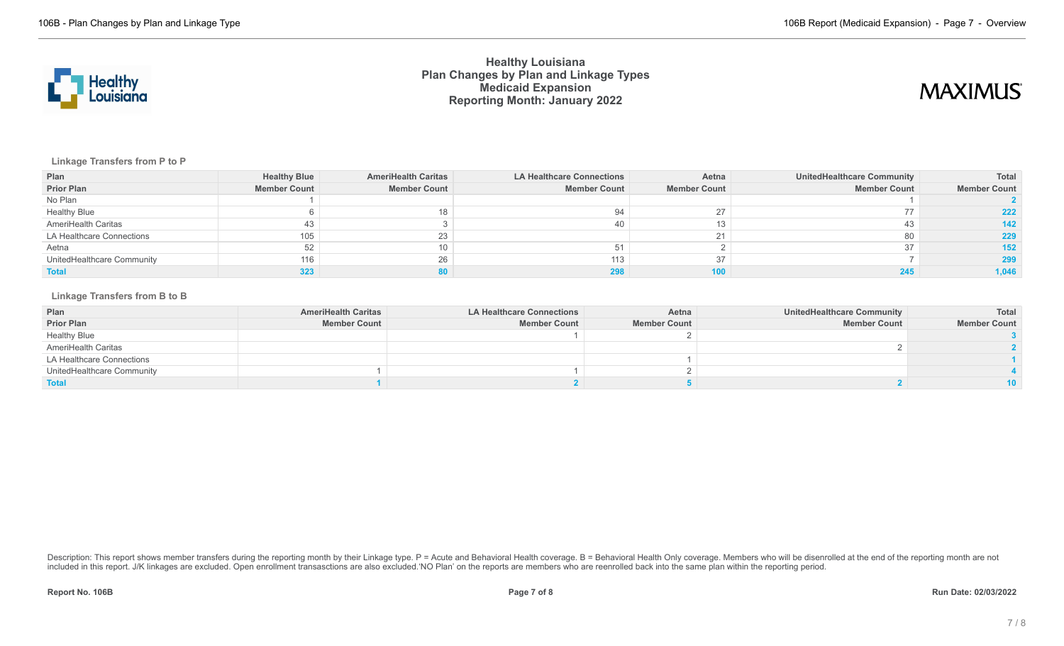# Healthy Louisiana
## Plan Changes by Plan and Linkage Types
## Medicaid Expansion
## Reporting Month: January 2022

### Linkage Transfers from P to P

| Plan | Healthy Blue | AmeriHealth Caritas | LA Healthcare Connections | Aetna | UnitedHealthcare Community | Total |
|---|---|---|---|---|---|---|
| **Prior Plan** | **Member Count** | **Member Count** | **Member Count** | **Member Count** | **Member Count** | **Member Count** |
| No Plan | 1 | | | | 1 | **2** |
| Healthy Blue | 6 | 18 | 94 | 27 | 77 | **222** |
| AmeriHealth Caritas | 43 | 3 | 40 | 13 | 43 | **142** |
| LA Healthcare Connections | 105 | 23 | | 21 | 80 | **229** |
| Aetna | 52 | 10 | 51 | 2 | 37 | **152** |
| UnitedHealthcare Community | 116 | 26 | 113 | 37 | 7 | **299** |
| **Total** | **323** | **80** | **298** | **100** | **245** | **1,046** |

### Linkage Transfers from B to B

| Plan | AmeriHealth Caritas | LA Healthcare Connections | Aetna | UnitedHealthcare Community | Total |
|---|---|---|---|---|---|
| **Prior Plan** | **Member Count** | **Member Count** | **Member Count** | **Member Count** | **Member Count** |
| Healthy Blue | | 1 | 2 | | **3** |
| AmeriHealth Caritas | | | | 2 | **2** |
| LA Healthcare Connections | | | 1 | | **1** |
| UnitedHealthcare Community | 1 | 1 | 2 | | **4** |
| **Total** | **1** | **2** | **5** | **2** | **10** |

Description: This report shows member transfers during the reporting month by their Linkage type. P = Acute and Behavioral Health coverage. B = Behavioral Health Only coverage. Members who will be disenrolled at the end of the reporting month are not included in this report. J/K linkages are excluded. Open enrollment transasctions are also excluded.'NO Plan' on the reports are members who are reenrolled back into the same plan within the reporting period.

**Report No. 106B** **Run Date: 02/03/2022**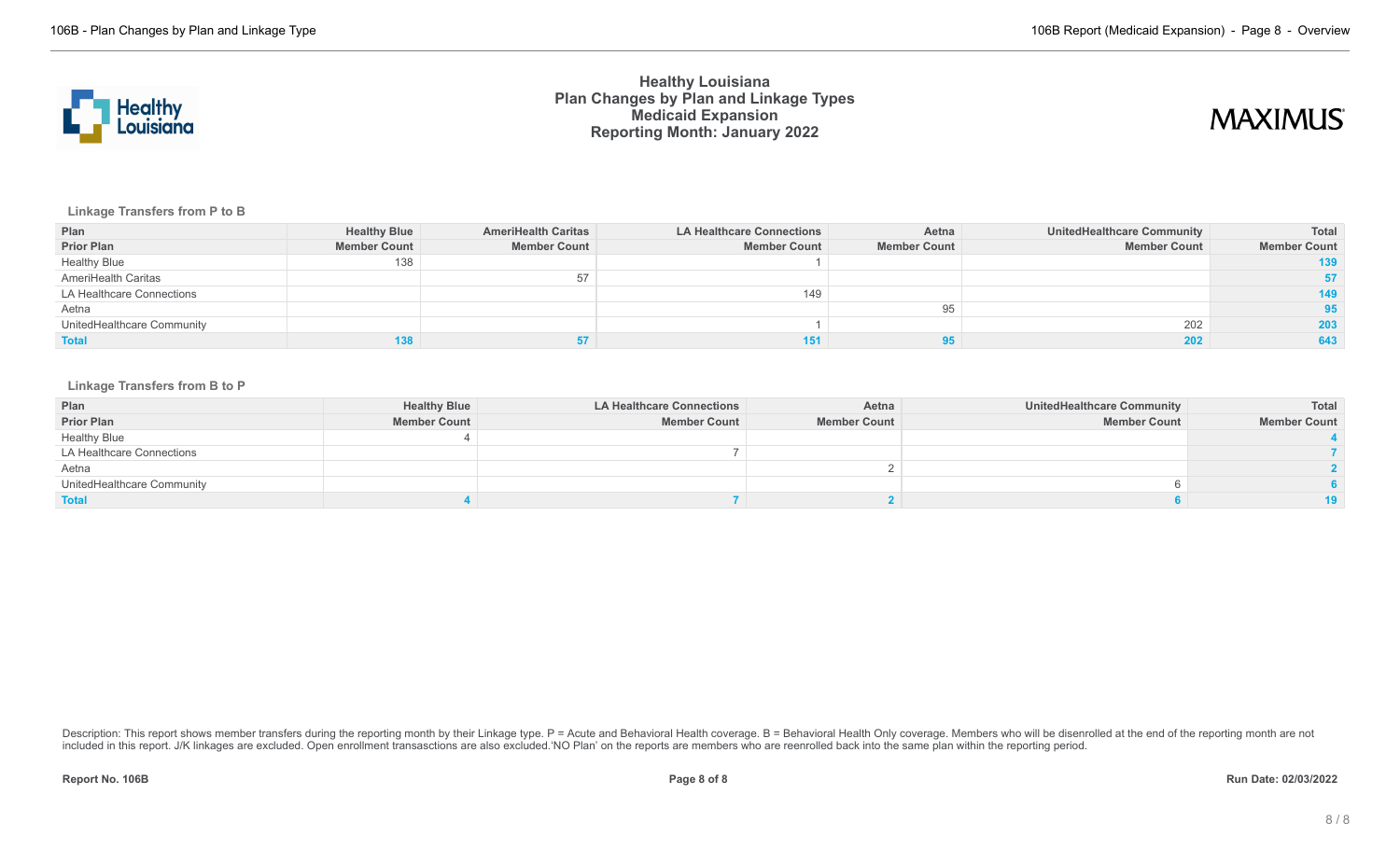# Healthy Louisiana
## Plan Changes by Plan and Linkage Types
## Medicaid Expansion
## Reporting Month: January 2022

### Linkage Transfers from P to B

| Plan | Healthy Blue | AmeriHealth Caritas | LA Healthcare Connections | Aetna | UnitedHealthcare Community | Total |
|---|---|---|---|---|---|---|
| **Prior Plan** | **Member Count** | **Member Count** | **Member Count** | **Member Count** | **Member Count** | **Member Count** |
| Healthy Blue | 138 | | 1 | | | 139 |
| AmeriHealth Caritas | | 57 | | | | 57 |
| LA Healthcare Connections | | | 149 | | | 149 |
| Aetna | | | | 95 | | 95 |
| UnitedHealthcare Community | | | 1 | | 202 | 203 |
| **Total** | 138 | 57 | 151 | 95 | 202 | 643 |

### Linkage Transfers from B to P

| Plan | Healthy Blue | LA Healthcare Connections | Aetna | UnitedHealthcare Community | Total |
|---|---|---|---|---|---|
| **Prior Plan** | **Member Count** | **Member Count** | **Member Count** | **Member Count** | **Member Count** |
| Healthy Blue | 4 | | | | 4 |
| LA Healthcare Connections | | 7 | | | 7 |
| Aetna | | | 2 | | 2 |
| UnitedHealthcare Community | | | | 6 | 6 |
| **Total** | 4 | 7 | 2 | 6 | 19 |

Description: This report shows member transfers during the reporting month by their Linkage type. P = Acute and Behavioral Health coverage. B = Behavioral Health Only coverage. Members who will be disenrolled at the end of the reporting month are not included in this report. J/K linkages are excluded. Open enrollment transasctions are also excluded.'NO Plan' on the reports are members who are reenrolled back into the same plan within the reporting period.

**Report No. 106B** **Run Date: 02/03/2022**